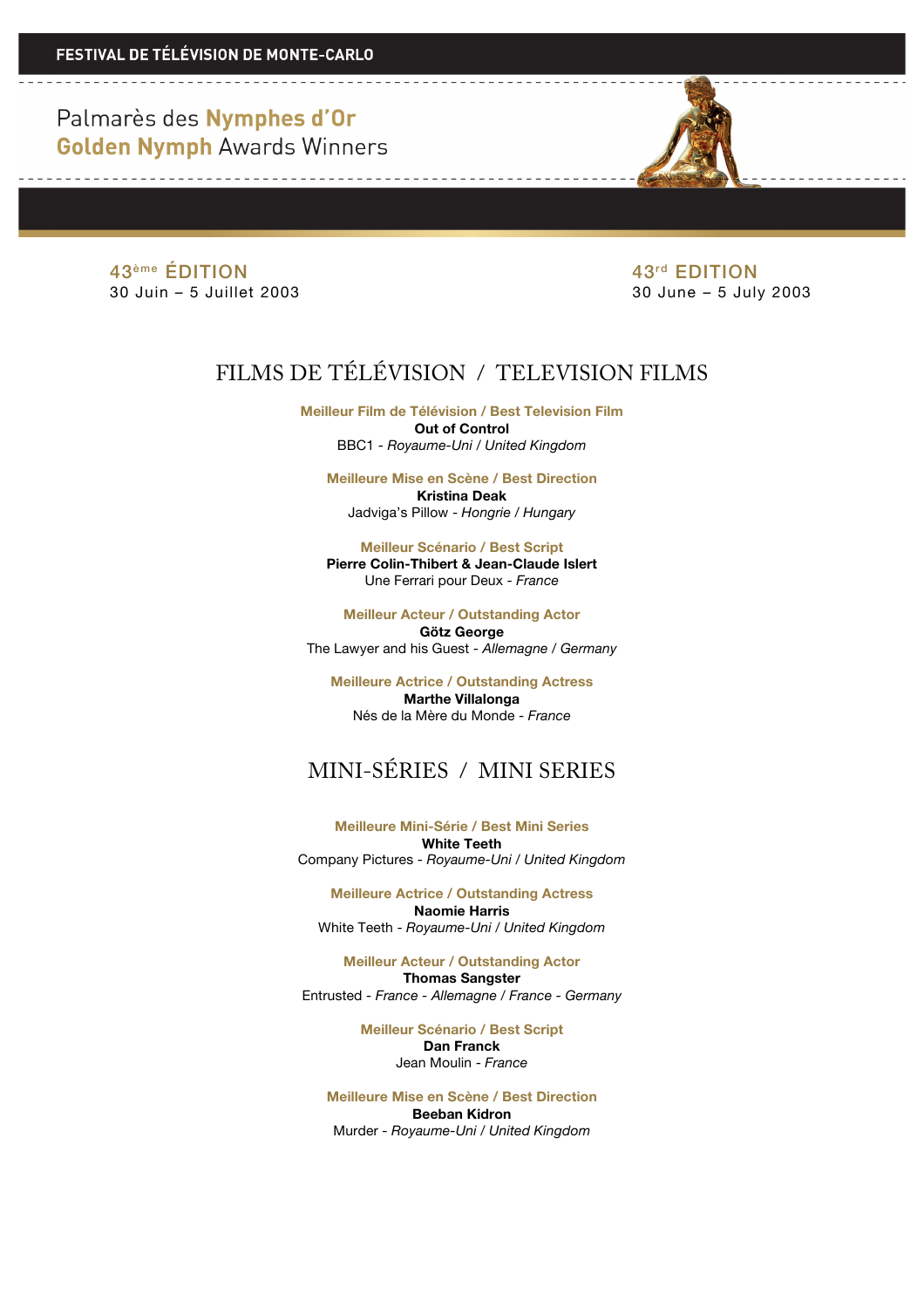**FESTIVAL DE TÉLÉVISION DE MONTE-CARLO**

# Palmarès des **Nymphes d'Or**
# **Golden Nymph** Awards Winners

43ème ÉDITION
30 Juin – 5 Juillet 2003

43rd EDITION
30 June – 5 July 2003

## FILMS DE TÉLÉVISION / TELEVISION FILMS

**Meilleur Film de Télévision / Best Television Film**
**Out of Control**
BBC1 - *Royaume-Uni* / *United Kingdom*

**Meilleure Mise en Scène / Best Direction**
**Kristina Deak**
Jadviga's Pillow - *Hongrie* / *Hungary*

**Meilleur Scénario / Best Script**
**Pierre Colin-Thibert & Jean-Claude Islert**
Une Ferrari pour Deux - *France*

**Meilleur Acteur / Outstanding Actor**
**Götz George**
The Lawyer and his Guest - *Allemagne* / *Germany*

**Meilleure Actrice / Outstanding Actress**
**Marthe Villalonga**
Nés de la Mère du Monde - *France*

## MINI-SÉRIES / MINI SERIES

**Meilleure Mini-Série / Best Mini Series**
**White Teeth**
Company Pictures - *Royaume-Uni* / *United Kingdom*

**Meilleure Actrice / Outstanding Actress**
**Naomie Harris**
White Teeth - *Royaume-Uni* / *United Kingdom*

**Meilleur Acteur / Outstanding Actor**
**Thomas Sangster**
Entrusted - *France* - *Allemagne* / *France* - *Germany*

**Meilleur Scénario / Best Script**
**Dan Franck**
Jean Moulin - *France*

**Meilleure Mise en Scène / Best Direction**
**Beeban Kidron**
Murder - *Royaume-Uni* / *United Kingdom*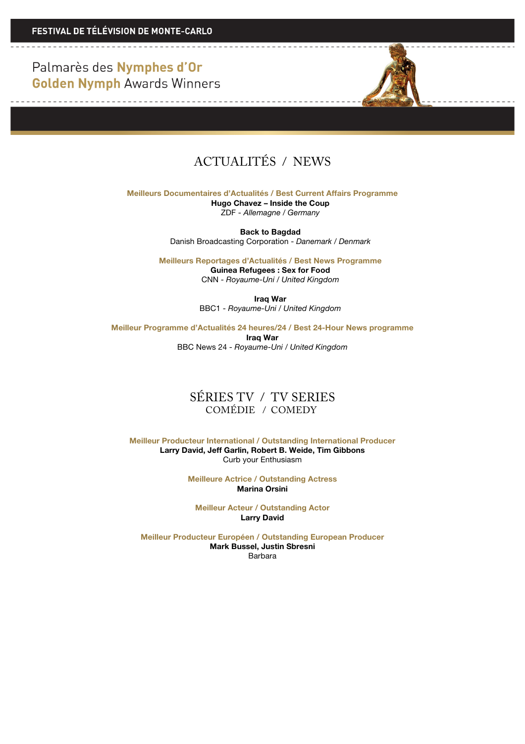# Palmarès des Nymphes d'Or
# Golden Nymph Awards Winners

## ACTUALITÉS / NEWS

**Meilleurs Documentaires d'Actualités / Best Current Affairs Programme**

**Hugo Chavez – Inside the Coup**
ZDF - *Allemagne / Germany*

**Back to Bagdad**
Danish Broadcasting Corporation - *Danemark / Denmark*

**Meilleurs Reportages d'Actualités / Best News Programme**

**Guinea Refugees : Sex for Food**
CNN - *Royaume-Uni / United Kingdom*

**Iraq War**
BBC1 - *Royaume-Uni / United Kingdom*

**Meilleur Programme d'Actualités 24 heures/24 / Best 24-Hour News programme**

**Iraq War**
BBC News 24 - *Royaume-Uni / United Kingdom*

## SÉRIES TV / TV SERIES
### COMÉDIE / COMEDY

**Meilleur Producteur International / Outstanding International Producer**

**Larry David, Jeff Garlin, Robert B. Weide, Tim Gibbons**
Curb your Enthusiasm

**Meilleure Actrice / Outstanding Actress**

**Marina Orsini**

**Meilleur Acteur / Outstanding Actor**

**Larry David**

**Meilleur Producteur Européen / Outstanding European Producer**

**Mark Bussel, Justin Sbresni**
Barbara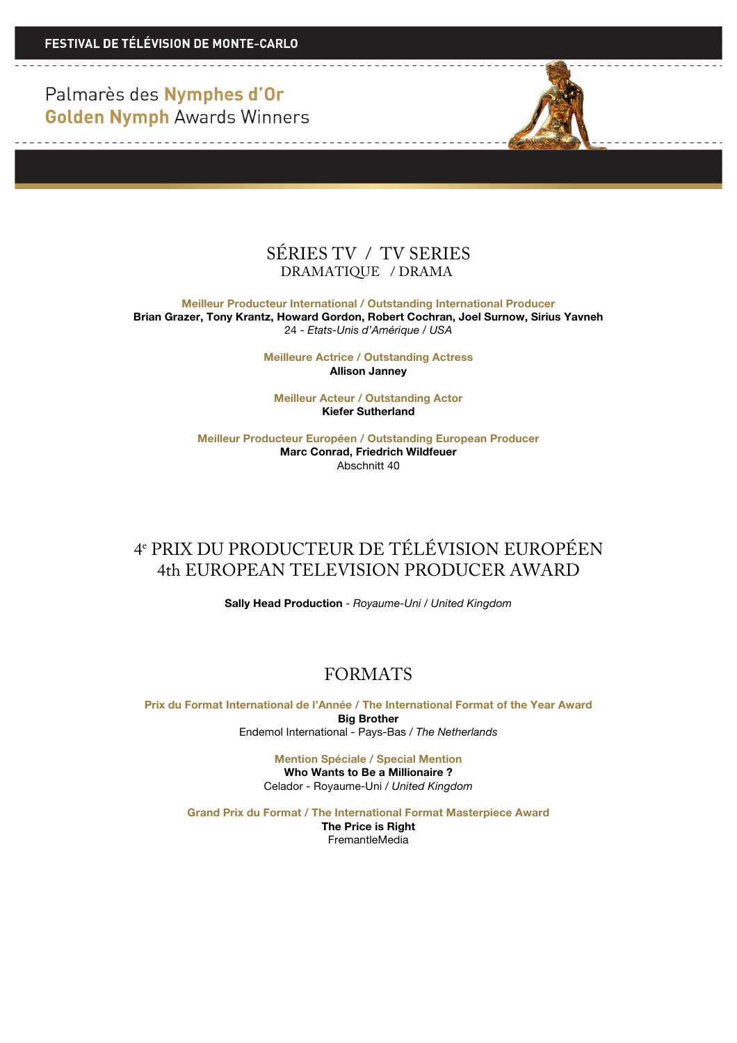FESTIVAL DE TÉLÉVISION DE MONTE-CARLO

Palmarès des **Nymphes d'Or**
**Golden Nymph** Awards Winners

## SÉRIES TV / TV SERIES
### DRAMATIQUE / DRAMA

**Meilleur Producteur International / Outstanding International Producer**
**Brian Grazer, Tony Krantz, Howard Gordon, Robert Cochran, Joel Surnow, Sirius Yavneh**
24 - *Etats-Unis d'Amérique / USA*

**Meilleure Actrice / Outstanding Actress**
**Allison Janney**

**Meilleur Acteur / Outstanding Actor**
**Kiefer Sutherland**

**Meilleur Producteur Européen / Outstanding European Producer**
**Marc Conrad, Friedrich Wildfeuer**
Abschnitt 40

## 4e PRIX DU PRODUCTEUR DE TÉLÉVISION EUROPÉEN
## 4th EUROPEAN TELEVISION PRODUCER AWARD

**Sally Head Production** - *Royaume-Uni / United Kingdom*

## FORMATS

**Prix du Format International de l'Année / The International Format of the Year Award**
**Big Brother**
Endemol International - Pays-Bas / *The Netherlands*

**Mention Spéciale / Special Mention**
**Who Wants to Be a Millionaire ?**
Celador - Royaume-Uni / *United Kingdom*

**Grand Prix du Format / The International Format Masterpiece Award**
**The Price is Right**
FremantleMedia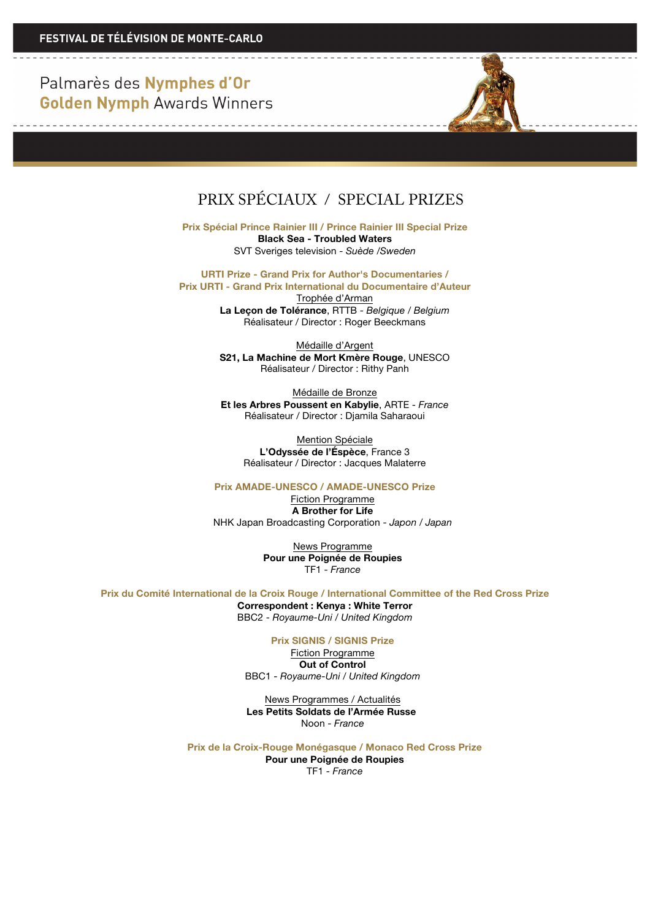FESTIVAL DE TÉLÉVISION DE MONTE-CARLO

Palmarès des **Nymphes d'Or**
**Golden Nymph** Awards Winners

# PRIX SPÉCIAUX / SPECIAL PRIZES

### Prix Spécial Prince Rainier III / Prince Rainier III Special Prize

**Black Sea - Troubled Waters**
SVT Sveriges television - *Suède /Sweden*

### URTI Prize - Grand Prix for Author's Documentaries / Prix URTI - Grand Prix International du Documentaire d'Auteur

Trophée d'Arman
**La Leçon de Tolérance**, RTTB - *Belgique / Belgium*
Réalisateur / Director : Roger Beeckmans

Médaille d'Argent
**S21, La Machine de Mort Kmère Rouge**, UNESCO
Réalisateur / Director : Rithy Panh

Médaille de Bronze
**Et les Arbres Poussent en Kabylie**, ARTE - *France*
Réalisateur / Director : Djamila Saharaoui

Mention Spéciale
**L'Odyssée de l'Éspèce**, France 3
Réalisateur / Director : Jacques Malaterre

### Prix AMADE-UNESCO / AMADE-UNESCO Prize

Fiction Programme
**A Brother for Life**
NHK Japan Broadcasting Corporation - *Japon / Japan*

News Programme
**Pour une Poignée de Roupies**
TF1 - *France*

### Prix du Comité International de la Croix Rouge / International Committee of the Red Cross Prize

**Correspondent : Kenya : White Terror**
BBC2 - *Royaume-Uni / United Kingdom*

### Prix SIGNIS / SIGNIS Prize

Fiction Programme
**Out of Control**
BBC1 - *Royaume-Uni / United Kingdom*

News Programmes / Actualités
**Les Petits Soldats de l'Armée Russe**
Noon - *France*

### Prix de la Croix-Rouge Monégasque / Monaco Red Cross Prize

**Pour une Poignée de Roupies**
TF1 - *France*